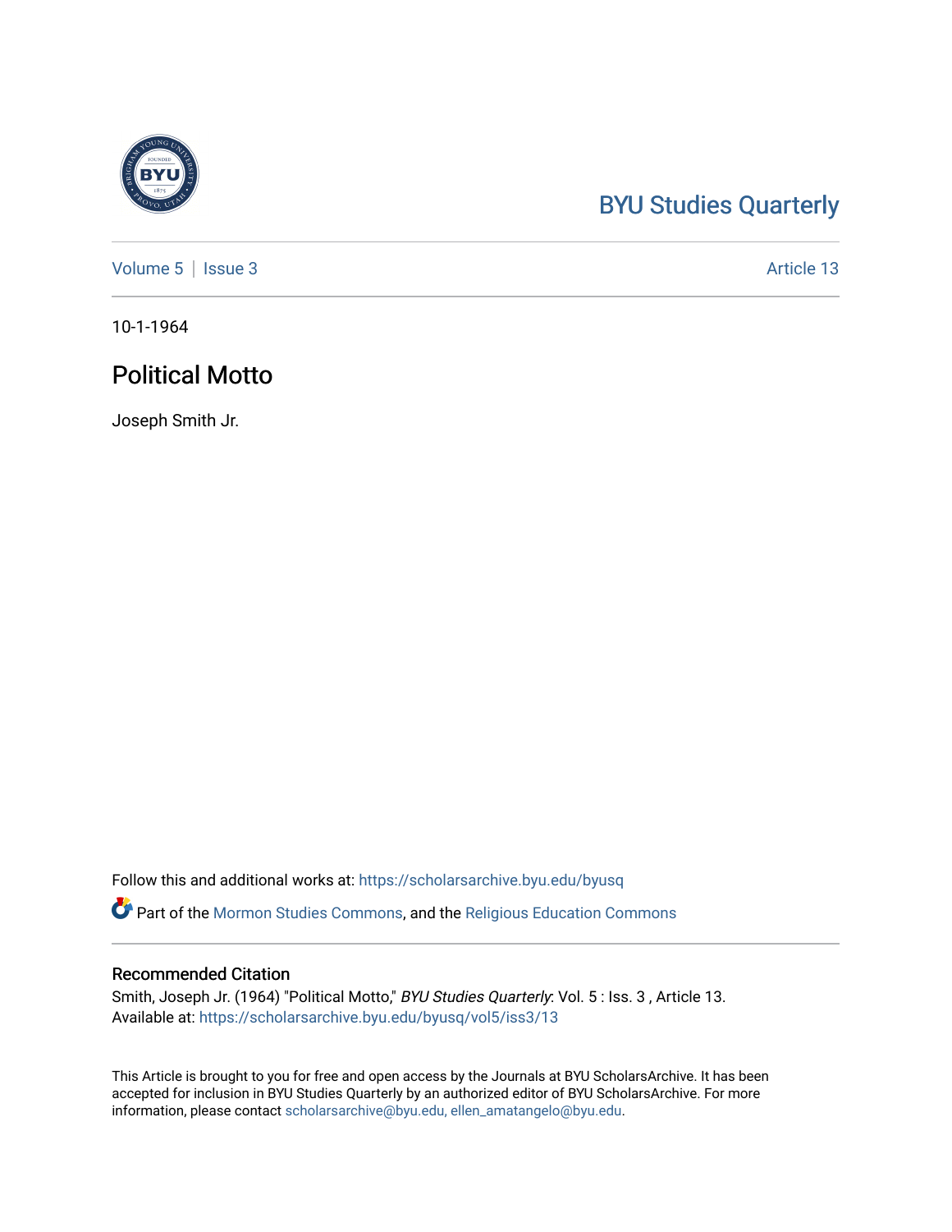BYU Studies Quarterly

Volume 5 | Issue 3 Article 13

10-1-1964

# Political Motto

Joseph Smith Jr.

Follow this and additional works at: https://scholarsarchive.byu.edu/byusq

Part of the Mormon Studies Commons, and the Religious Education Commons

## Recommended Citation

Smith, Joseph Jr. (1964) "Political Motto," *BYU Studies Quarterly*: Vol. 5 : Iss. 3 , Article 13.
Available at: https://scholarsarchive.byu.edu/byusq/vol5/iss3/13

This Article is brought to you for free and open access by the Journals at BYU ScholarsArchive. It has been accepted for inclusion in BYU Studies Quarterly by an authorized editor of BYU ScholarsArchive. For more information, please contact scholarsarchive@byu.edu, ellen_amatangelo@byu.edu.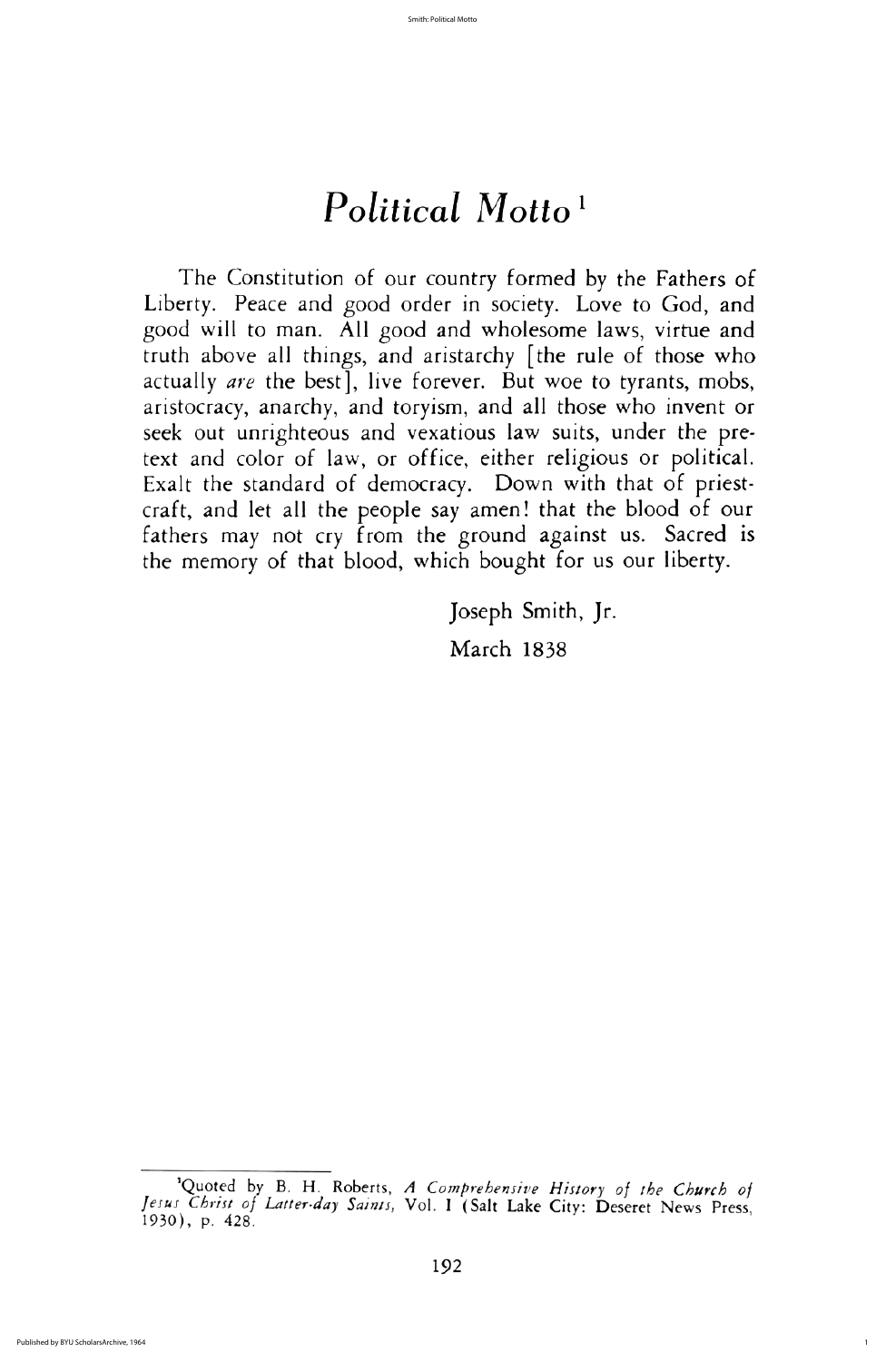# *Political Motto*[1]

The Constitution of our country formed by the Fathers of Liberty. Peace and good order in society. Love to God, and good will to man. All good and wholesome laws, virtue and truth above all things, and aristarchy [the rule of those who actually *are* the best], live forever. But woe to tyrants, mobs, aristocracy, anarchy, and toryism, and all those who invent or seek out unrighteous and vexatious law suits, under the pretext and color of law, or office, either religious or political. Exalt the standard of democracy. Down with that of priestcraft, and let all the people say amen! that the blood of our fathers may not cry from the ground against us. Sacred is the memory of that blood, which bought for us our liberty.

Joseph Smith, Jr.

March 1838

---

[1]Quoted by B. H. Roberts, *A Comprehensive History of the Church of Jesus Christ of Latter-day Saints,* Vol. I (Salt Lake City: Deseret News Press, 1930), p. 428.